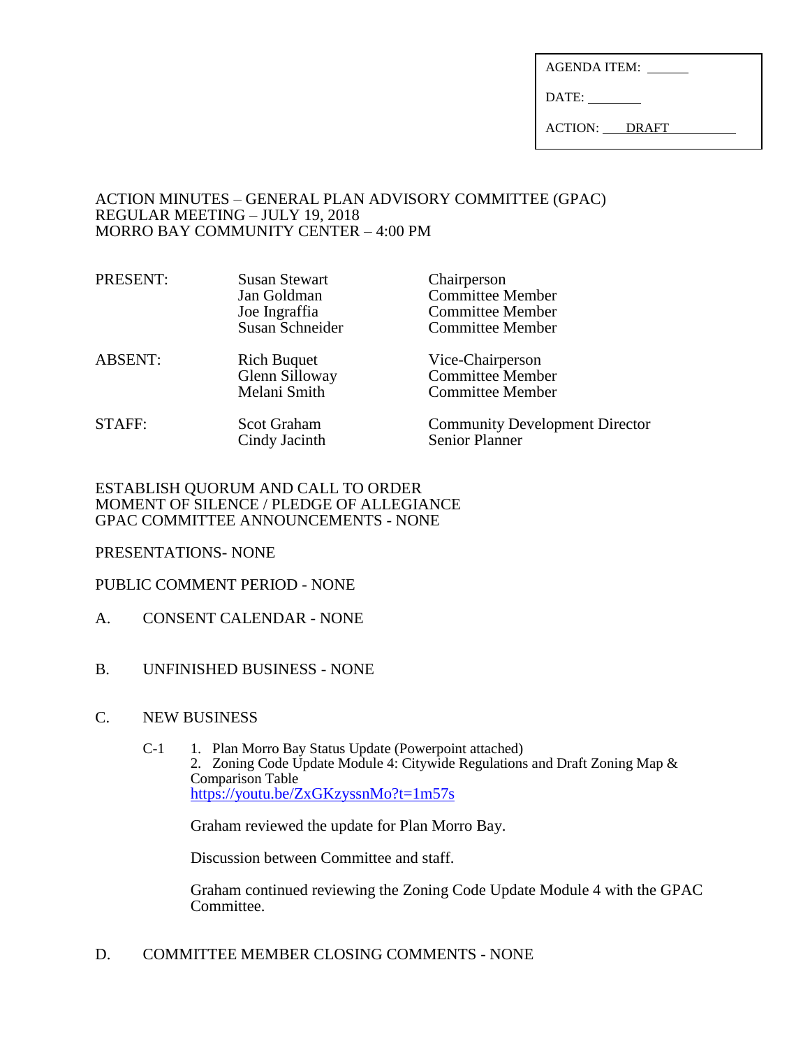AGENDA ITEM: ______

DATE: ________

ACTION: DRAFT

ACTION MINUTES – GENERAL PLAN ADVISORY COMMITTEE (GPAC)
REGULAR MEETING – JULY 19, 2018
MORRO BAY COMMUNITY CENTER – 4:00 PM

| | | |
|---|---|---|
| PRESENT: | Susan Stewart | Chairperson |
| | Jan Goldman | Committee Member |
| | Joe Ingraffia | Committee Member |
| | Susan Schneider | Committee Member |
| ABSENT: | Rich Buquet | Vice-Chairperson |
| | Glenn Silloway | Committee Member |
| | Melani Smith | Committee Member |
| STAFF: | Scot Graham | Community Development Director |
| | Cindy Jacinth | Senior Planner |

ESTABLISH QUORUM AND CALL TO ORDER
MOMENT OF SILENCE / PLEDGE OF ALLEGIANCE
GPAC COMMITTEE ANNOUNCEMENTS - NONE

PRESENTATIONS- NONE

PUBLIC COMMENT PERIOD - NONE

A. CONSENT CALENDAR - NONE

B. UNFINISHED BUSINESS - NONE

C. NEW BUSINESS

C-1 1. Plan Morro Bay Status Update (Powerpoint attached)
2. Zoning Code Update Module 4: Citywide Regulations and Draft Zoning Map & Comparison Table
https://youtu.be/ZxGKzyssnMo?t=1m57s

Graham reviewed the update for Plan Morro Bay.

Discussion between Committee and staff.

Graham continued reviewing the Zoning Code Update Module 4 with the GPAC Committee.

D. COMMITTEE MEMBER CLOSING COMMENTS - NONE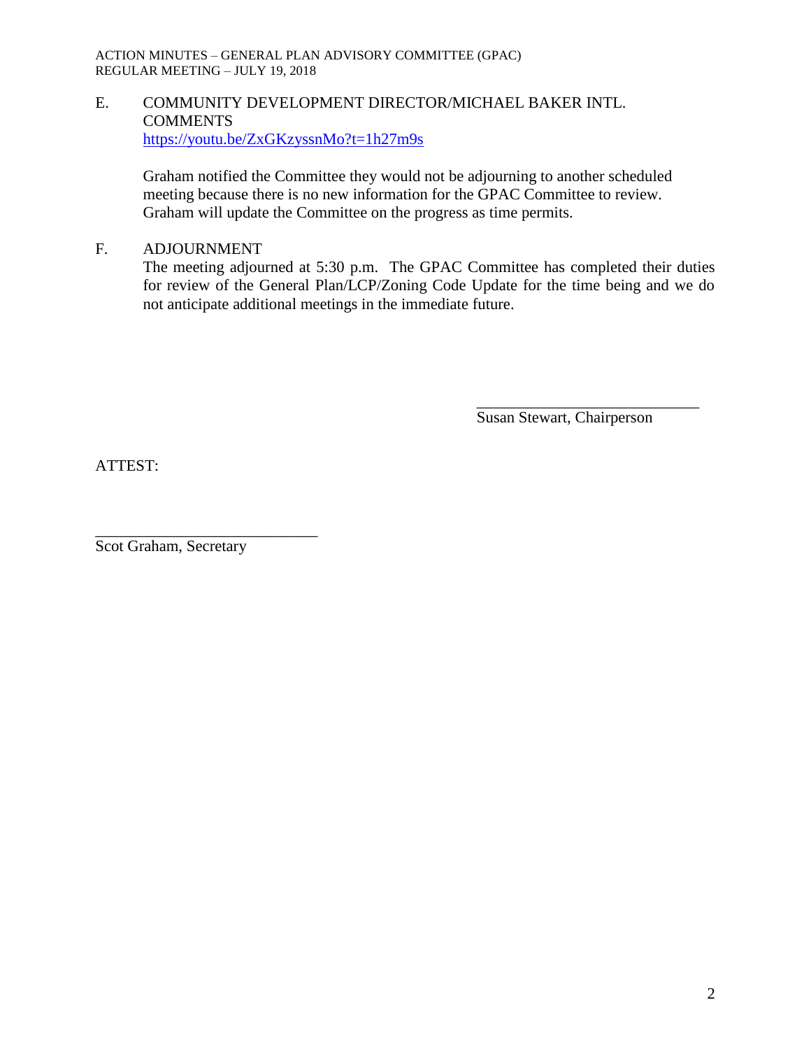E. COMMUNITY DEVELOPMENT DIRECTOR/MICHAEL BAKER INTL. COMMENTS
https://youtu.be/ZxGKzyssnMo?t=1h27m9s

Graham notified the Committee they would not be adjourning to another scheduled meeting because there is no new information for the GPAC Committee to review. Graham will update the Committee on the progress as time permits.

F. ADJOURNMENT
The meeting adjourned at 5:30 p.m. The GPAC Committee has completed their duties for review of the General Plan/LCP/Zoning Code Update for the time being and we do not anticipate additional meetings in the immediate future.

_____________________________
Susan Stewart, Chairperson

ATTEST:

_____________________________
Scot Graham, Secretary